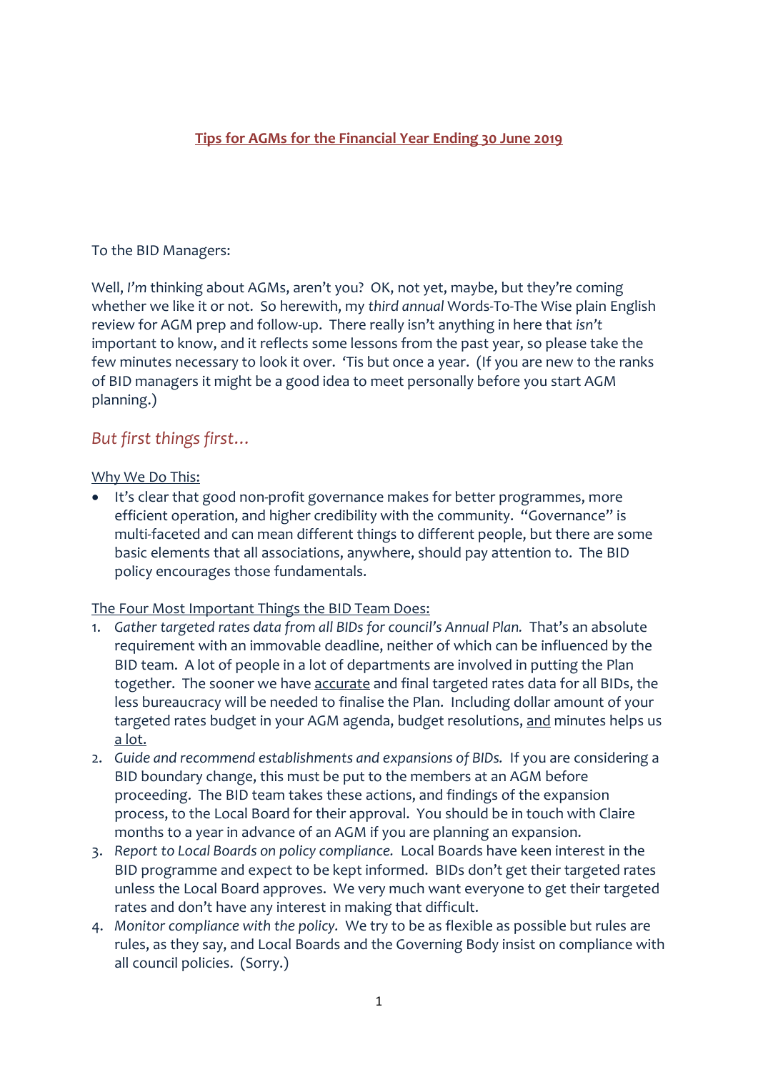# Tips for AGMs for the Financial Year Ending 30 June 2019

To the BID Managers:

Well, *I'm* thinking about AGMs, aren't you? OK, not yet, maybe, but they're coming whether we like it or not. So herewith, my *third annual* Words-To-The Wise plain English review for AGM prep and follow-up. There really isn't anything in here that *isn't* important to know, and it reflects some lessons from the past year, so please take the few minutes necessary to look it over. 'Tis but once a year. (If you are new to the ranks of BID managers it might be a good idea to meet personally before you start AGM planning.)

## *But first things first…*

Why We Do This:

- It's clear that good non-profit governance makes for better programmes, more efficient operation, and higher credibility with the community. "Governance" is multi-faceted and can mean different things to different people, but there are some basic elements that all associations, anywhere, should pay attention to. The BID policy encourages those fundamentals.

The Four Most Important Things the BID Team Does:

1. *Gather targeted rates data from all BIDs for council's Annual Plan.* That's an absolute requirement with an immovable deadline, neither of which can be influenced by the BID team. A lot of people in a lot of departments are involved in putting the Plan together. The sooner we have accurate and final targeted rates data for all BIDs, the less bureaucracy will be needed to finalise the Plan. Including dollar amount of your targeted rates budget in your AGM agenda, budget resolutions, and minutes helps us a lot.
2. *Guide and recommend establishments and expansions of BIDs.* If you are considering a BID boundary change, this must be put to the members at an AGM before proceeding. The BID team takes these actions, and findings of the expansion process, to the Local Board for their approval. You should be in touch with Claire months to a year in advance of an AGM if you are planning an expansion.
3. *Report to Local Boards on policy compliance.* Local Boards have keen interest in the BID programme and expect to be kept informed. BIDs don't get their targeted rates unless the Local Board approves. We very much want everyone to get their targeted rates and don't have any interest in making that difficult.
4. *Monitor compliance with the policy.* We try to be as flexible as possible but rules are rules, as they say, and Local Boards and the Governing Body insist on compliance with all council policies. (Sorry.)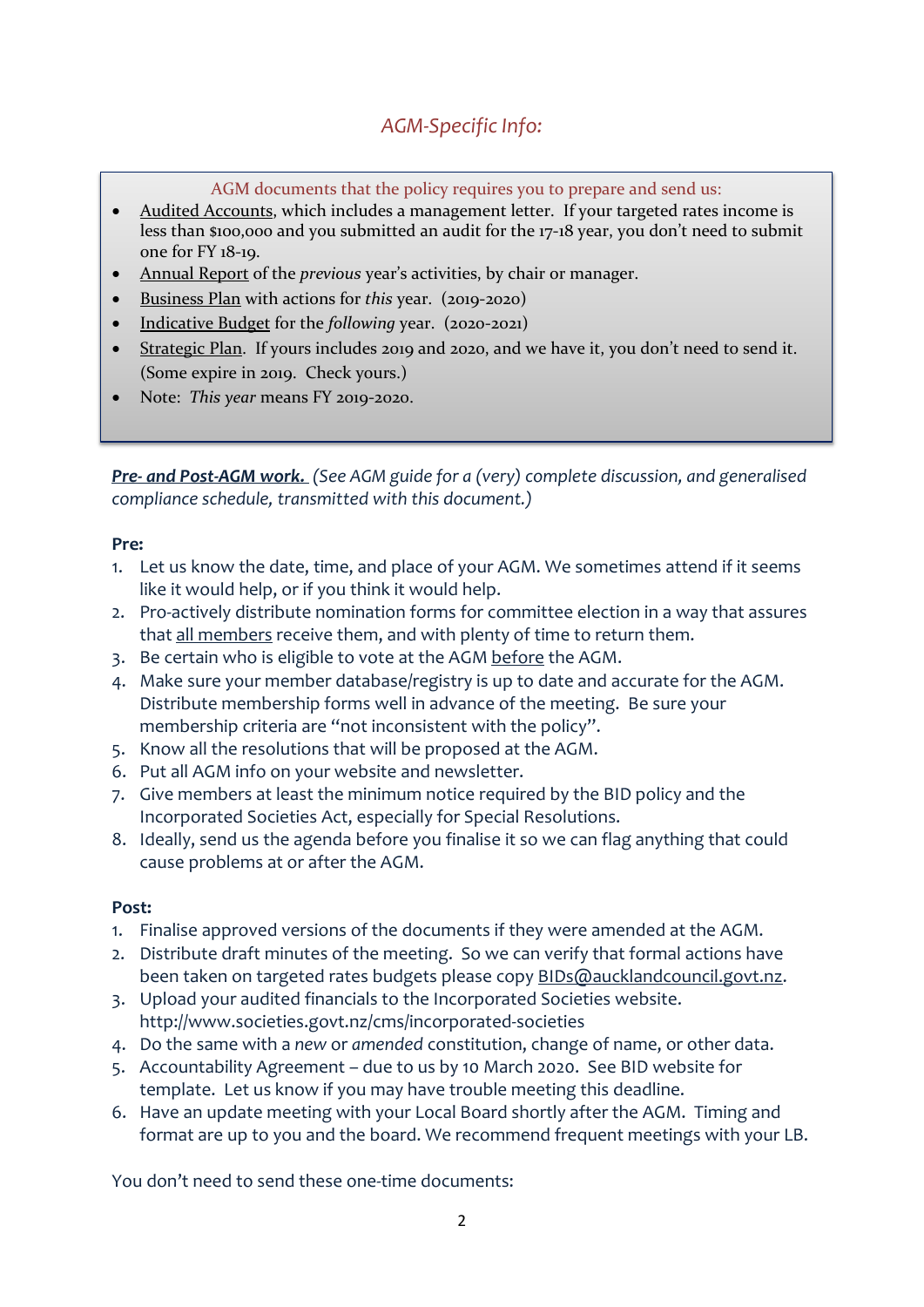## *AGM-Specific Info:*

AGM documents that the policy requires you to prepare and send us:

- Audited Accounts, which includes a management letter. If your targeted rates income is less than $100,000 and you submitted an audit for the 17-18 year, you don't need to submit one for FY 18-19.
- Annual Report of the *previous* year's activities, by chair or manager.
- Business Plan with actions for *this* year. (2019-2020)
- Indicative Budget for the *following* year. (2020-2021)
- Strategic Plan. If yours includes 2019 and 2020, and we have it, you don't need to send it. (Some expire in 2019. Check yours.)
- Note: *This year* means FY 2019-2020.

***Pre- and Post-AGM work.*** *(See AGM guide for a (very) complete discussion, and generalised compliance schedule, transmitted with this document.)*

**Pre:**

1. Let us know the date, time, and place of your AGM. We sometimes attend if it seems like it would help, or if you think it would help.
2. Pro-actively distribute nomination forms for committee election in a way that assures that all members receive them, and with plenty of time to return them.
3. Be certain who is eligible to vote at the AGM before the AGM.
4. Make sure your member database/registry is up to date and accurate for the AGM. Distribute membership forms well in advance of the meeting. Be sure your membership criteria are "not inconsistent with the policy".
5. Know all the resolutions that will be proposed at the AGM.
6. Put all AGM info on your website and newsletter.
7. Give members at least the minimum notice required by the BID policy and the Incorporated Societies Act, especially for Special Resolutions.
8. Ideally, send us the agenda before you finalise it so we can flag anything that could cause problems at or after the AGM.

**Post:**

1. Finalise approved versions of the documents if they were amended at the AGM.
2. Distribute draft minutes of the meeting. So we can verify that formal actions have been taken on targeted rates budgets please copy BIDs@aucklandcouncil.govt.nz.
3. Upload your audited financials to the Incorporated Societies website. http://www.societies.govt.nz/cms/incorporated-societies
4. Do the same with a *new* or *amended* constitution, change of name, or other data.
5. Accountability Agreement – due to us by 10 March 2020. See BID website for template. Let us know if you may have trouble meeting this deadline.
6. Have an update meeting with your Local Board shortly after the AGM. Timing and format are up to you and the board. We recommend frequent meetings with your LB.

You don't need to send these one-time documents: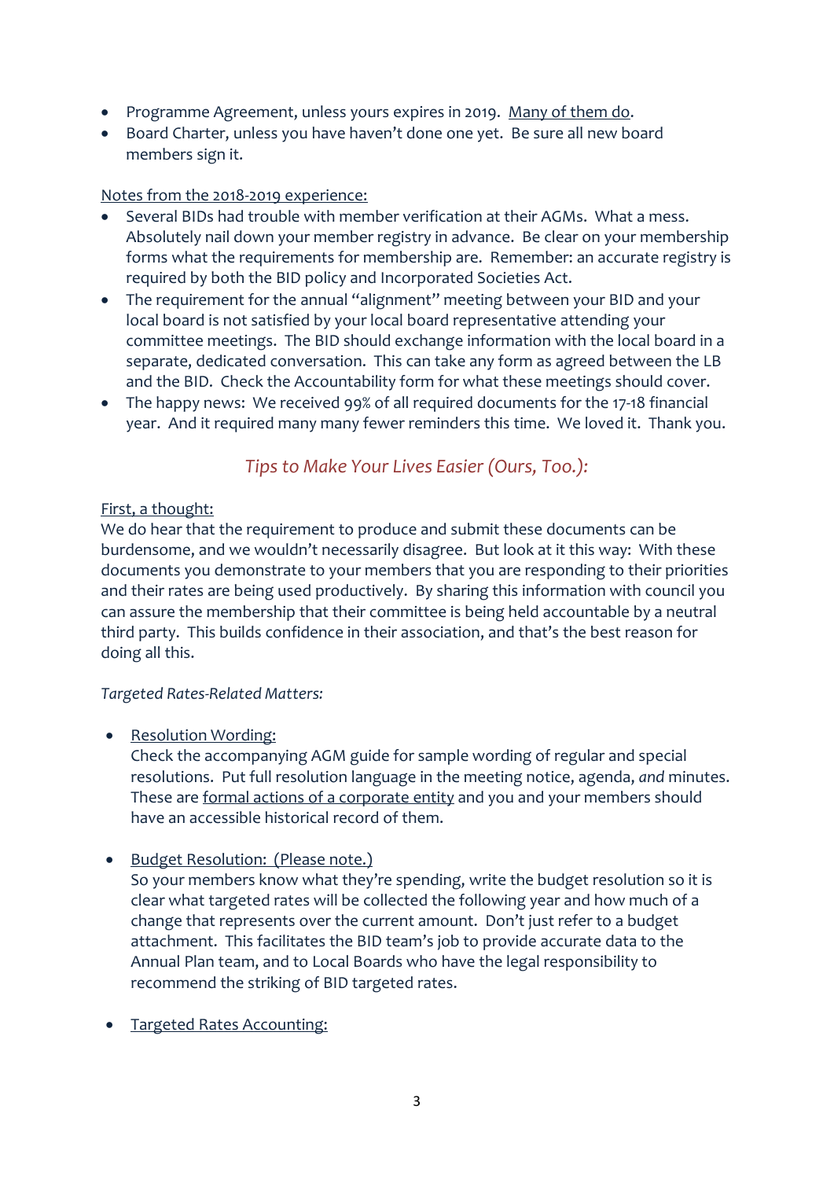- Programme Agreement, unless yours expires in 2019. <u>Many of them do</u>.
- Board Charter, unless you have haven't done one yet. Be sure all new board members sign it.

<u>Notes from the 2018-2019 experience:</u>

- Several BIDs had trouble with member verification at their AGMs. What a mess. Absolutely nail down your member registry in advance. Be clear on your membership forms what the requirements for membership are. Remember: an accurate registry is required by both the BID policy and Incorporated Societies Act.
- The requirement for the annual "alignment" meeting between your BID and your local board is not satisfied by your local board representative attending your committee meetings. The BID should exchange information with the local board in a separate, dedicated conversation. This can take any form as agreed between the LB and the BID. Check the Accountability form for what these meetings should cover.
- The happy news: We received 99% of all required documents for the 17-18 financial year. And it required many many fewer reminders this time. We loved it. Thank you.

## *Tips to Make Your Lives Easier (Ours, Too.):*

<u>First, a thought:</u>

We do hear that the requirement to produce and submit these documents can be burdensome, and we wouldn't necessarily disagree. But look at it this way: With these documents you demonstrate to your members that you are responding to their priorities and their rates are being used productively. By sharing this information with council you can assure the membership that their committee is being held accountable by a neutral third party. This builds confidence in their association, and that's the best reason for doing all this.

*Targeted Rates-Related Matters:*

- <u>Resolution Wording:</u>
  Check the accompanying AGM guide for sample wording of regular and special resolutions. Put full resolution language in the meeting notice, agenda, *and* minutes. These are <u>formal actions of a corporate entity</u> and you and your members should have an accessible historical record of them.

- <u>Budget Resolution: (Please note.)</u>
  So your members know what they're spending, write the budget resolution so it is clear what targeted rates will be collected the following year and how much of a change that represents over the current amount. Don't just refer to a budget attachment. This facilitates the BID team's job to provide accurate data to the Annual Plan team, and to Local Boards who have the legal responsibility to recommend the striking of BID targeted rates.

- <u>Targeted Rates Accounting:</u>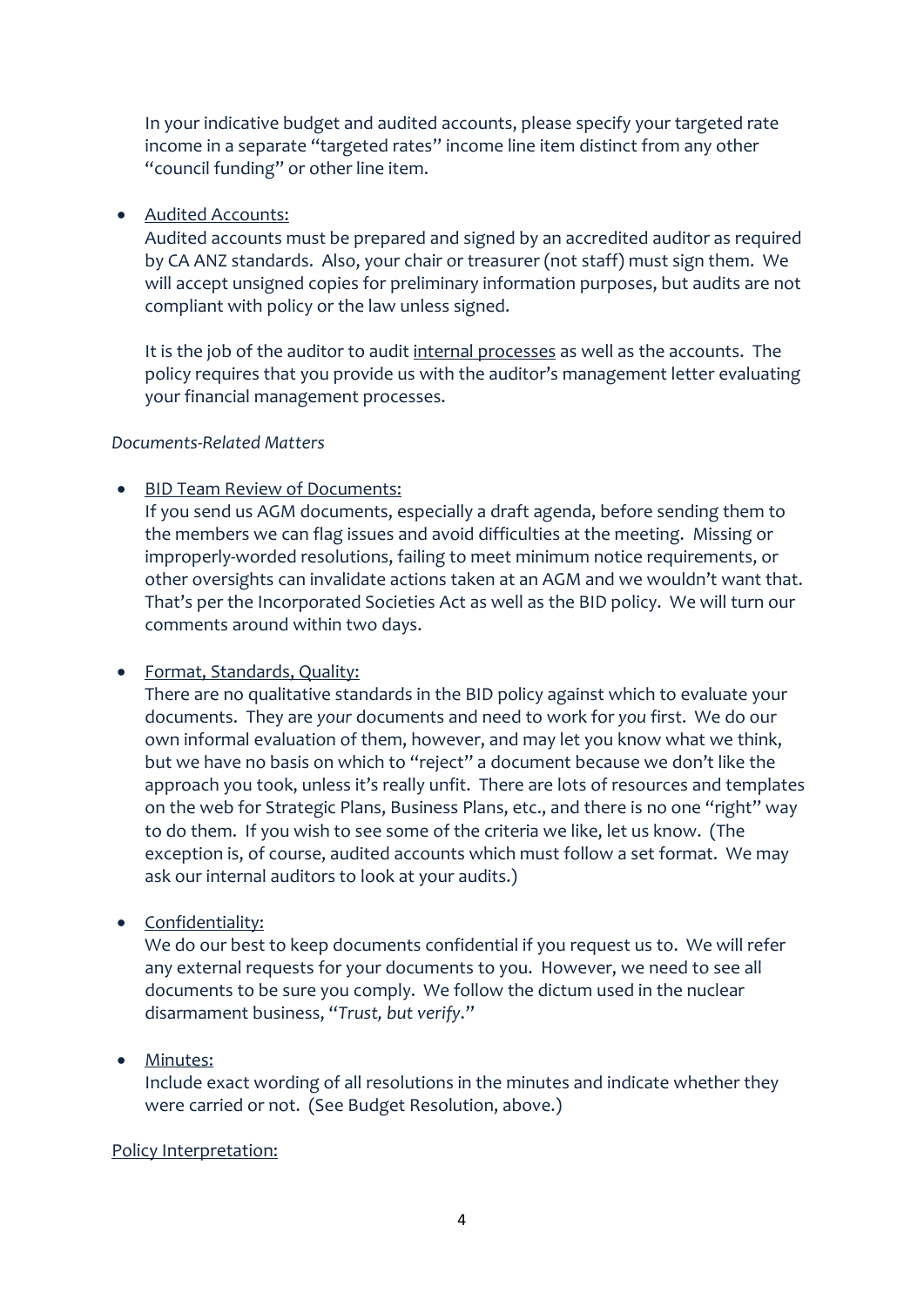In your indicative budget and audited accounts, please specify your targeted rate income in a separate "targeted rates" income line item distinct from any other "council funding" or other line item.

- Audited Accounts:
  Audited accounts must be prepared and signed by an accredited auditor as required by CA ANZ standards. Also, your chair or treasurer (not staff) must sign them. We will accept unsigned copies for preliminary information purposes, but audits are not compliant with policy or the law unless signed.

  It is the job of the auditor to audit internal processes as well as the accounts. The policy requires that you provide us with the auditor's management letter evaluating your financial management processes.

*Documents-Related Matters*

- BID Team Review of Documents:
  If you send us AGM documents, especially a draft agenda, before sending them to the members we can flag issues and avoid difficulties at the meeting. Missing or improperly-worded resolutions, failing to meet minimum notice requirements, or other oversights can invalidate actions taken at an AGM and we wouldn't want that. That's per the Incorporated Societies Act as well as the BID policy. We will turn our comments around within two days.

- Format, Standards, Quality:
  There are no qualitative standards in the BID policy against which to evaluate your documents. They are *your* documents and need to work for *you* first. We do our own informal evaluation of them, however, and may let you know what we think, but we have no basis on which to "reject" a document because we don't like the approach you took, unless it's really unfit. There are lots of resources and templates on the web for Strategic Plans, Business Plans, etc., and there is no one "right" way to do them. If you wish to see some of the criteria we like, let us know. (The exception is, of course, audited accounts which must follow a set format. We may ask our internal auditors to look at your audits.)

- Confidentiality:
  We do our best to keep documents confidential if you request us to. We will refer any external requests for your documents to you. However, we need to see all documents to be sure you comply. We follow the dictum used in the nuclear disarmament business, "*Trust, but verify*."

- Minutes:
  Include exact wording of all resolutions in the minutes and indicate whether they were carried or not. (See Budget Resolution, above.)

Policy Interpretation: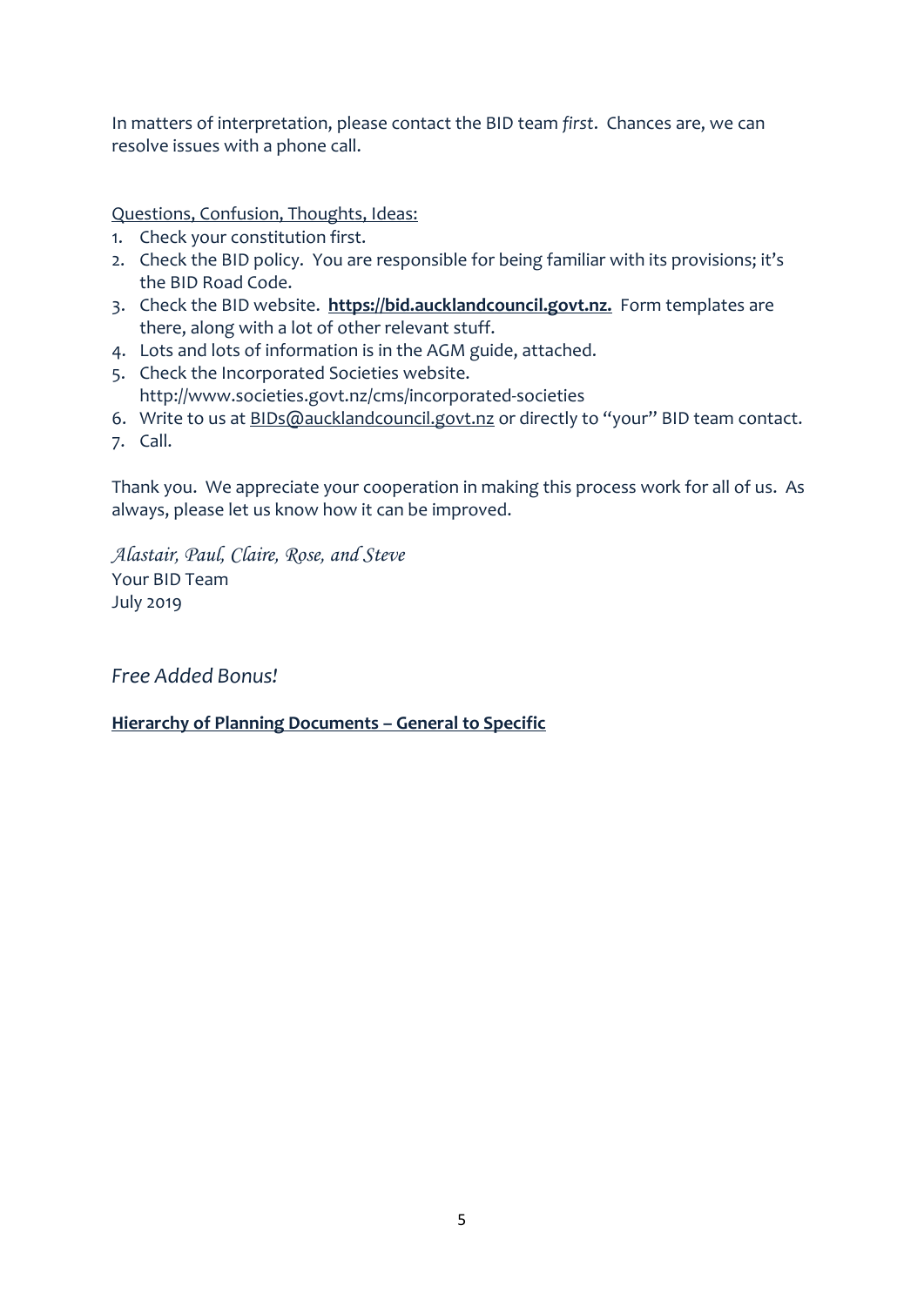In matters of interpretation, please contact the BID team *first*. Chances are, we can resolve issues with a phone call.

Questions, Confusion, Thoughts, Ideas:

1. Check your constitution first.
2. Check the BID policy. You are responsible for being familiar with its provisions; it's the BID Road Code.
3. Check the BID website. **https://bid.aucklandcouncil.govt.nz.** Form templates are there, along with a lot of other relevant stuff.
4. Lots and lots of information is in the AGM guide, attached.
5. Check the Incorporated Societies website. http://www.societies.govt.nz/cms/incorporated-societies
6. Write to us at BIDs@aucklandcouncil.govt.nz or directly to "your" BID team contact.
7. Call.

Thank you. We appreciate your cooperation in making this process work for all of us. As always, please let us know how it can be improved.

*Alastair, Paul, Claire, Rose, and Steve*
Your BID Team
July 2019

*Free Added Bonus!*

**Hierarchy of Planning Documents – General to Specific**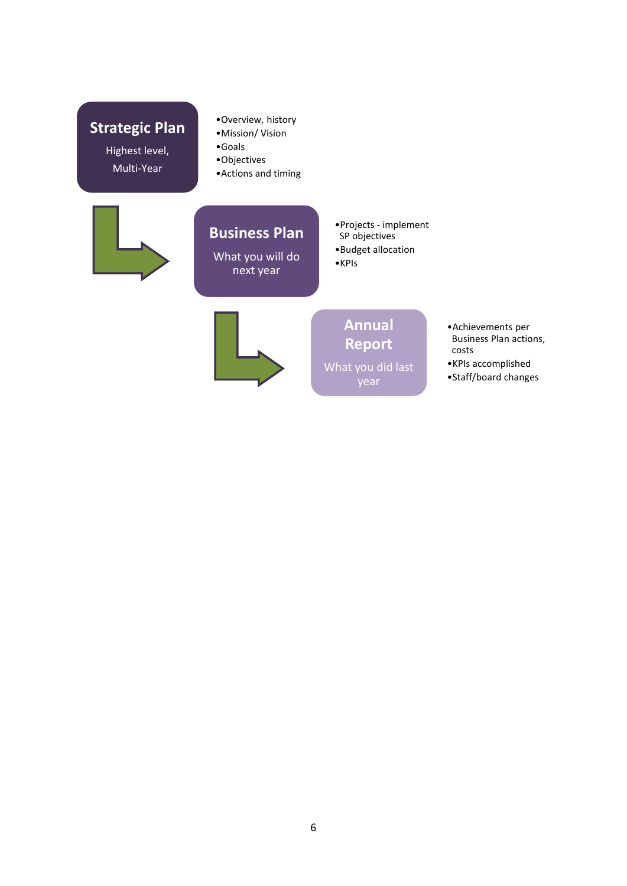**Strategic Plan**

Highest level, Multi-Year

- Overview, history
- Mission/ Vision
- Goals
- Objectives
- Actions and timing

**Business Plan**

What you will do next year

- Projects - implement SP objectives
- Budget allocation
- KPIs

**Annual Report**

What you did last year

- Achievements per Business Plan actions, costs
- KPIs accomplished
- Staff/board changes